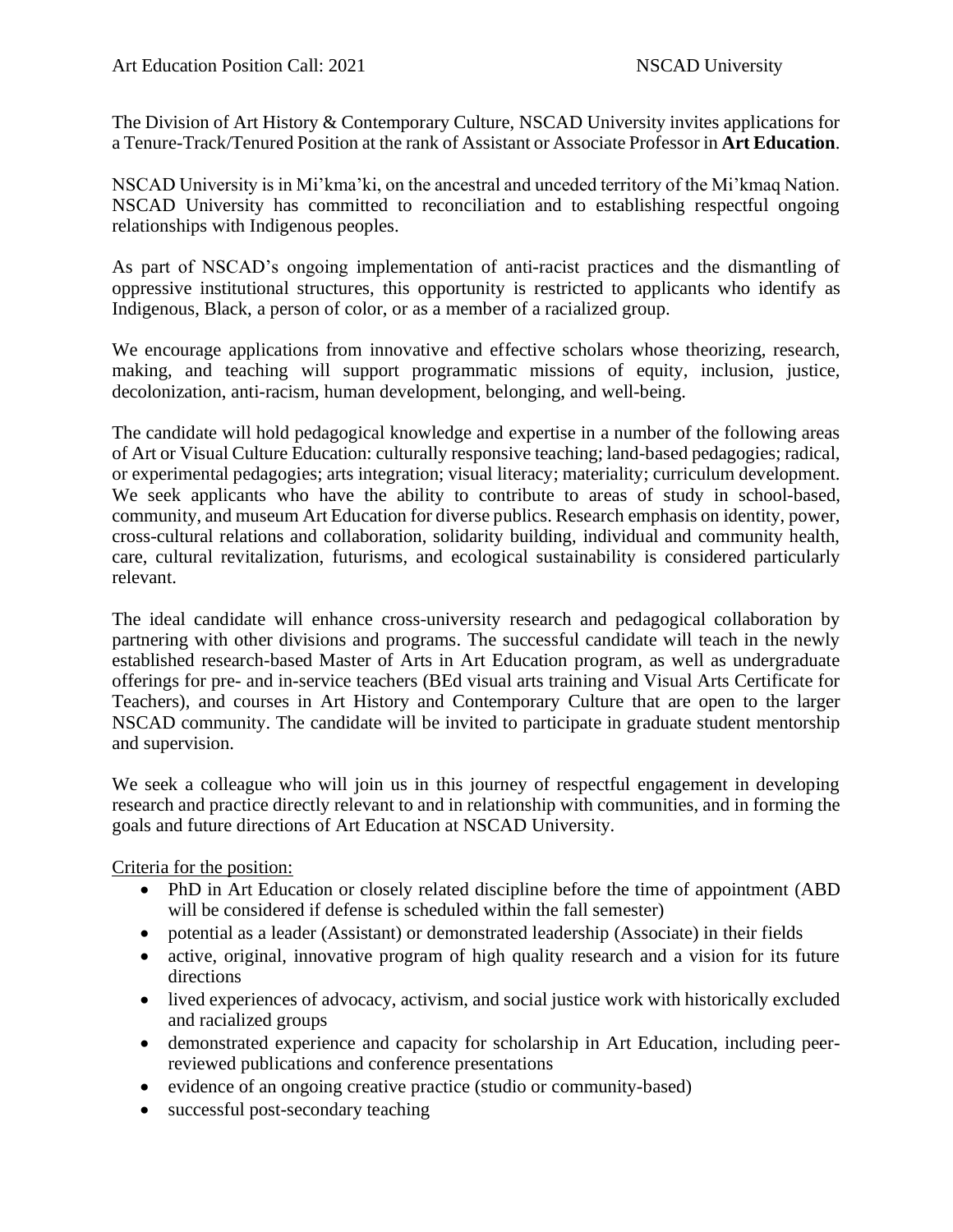The Division of Art History & Contemporary Culture, NSCAD University invites applications for a Tenure-Track/Tenured Position at the rank of Assistant or Associate Professor in **Art Education**.

NSCAD University is in Mi'kma'ki, on the ancestral and unceded territory of the Mi'kmaq Nation. NSCAD University has committed to reconciliation and to establishing respectful ongoing relationships with Indigenous peoples.

As part of NSCAD's ongoing implementation of anti-racist practices and the dismantling of oppressive institutional structures, this opportunity is restricted to applicants who identify as Indigenous, Black, a person of color, or as a member of a racialized group.

We encourage applications from innovative and effective scholars whose theorizing, research, making, and teaching will support programmatic missions of equity, inclusion, justice, decolonization, anti-racism, human development, belonging, and well-being.

The candidate will hold pedagogical knowledge and expertise in a number of the following areas of Art or Visual Culture Education: culturally responsive teaching; land-based pedagogies; radical, or experimental pedagogies; arts integration; visual literacy; materiality; curriculum development. We seek applicants who have the ability to contribute to areas of study in school-based, community, and museum Art Education for diverse publics. Research emphasis on identity, power, cross-cultural relations and collaboration, solidarity building, individual and community health, care, cultural revitalization, futurisms, and ecological sustainability is considered particularly relevant.

The ideal candidate will enhance cross-university research and pedagogical collaboration by partnering with other divisions and programs. The successful candidate will teach in the newly established research-based Master of Arts in Art Education program, as well as undergraduate offerings for pre- and in-service teachers (BEd visual arts training and Visual Arts Certificate for Teachers), and courses in Art History and Contemporary Culture that are open to the larger NSCAD community. The candidate will be invited to participate in graduate student mentorship and supervision.

We seek a colleague who will join us in this journey of respectful engagement in developing research and practice directly relevant to and in relationship with communities, and in forming the goals and future directions of Art Education at NSCAD University.

Criteria for the position:

- PhD in Art Education or closely related discipline before the time of appointment (ABD will be considered if defense is scheduled within the fall semester)
- potential as a leader (Assistant) or demonstrated leadership (Associate) in their fields
- active, original, innovative program of high quality research and a vision for its future directions
- lived experiences of advocacy, activism, and social justice work with historically excluded and racialized groups
- demonstrated experience and capacity for scholarship in Art Education, including peer-reviewed publications and conference presentations
- evidence of an ongoing creative practice (studio or community-based)
- successful post-secondary teaching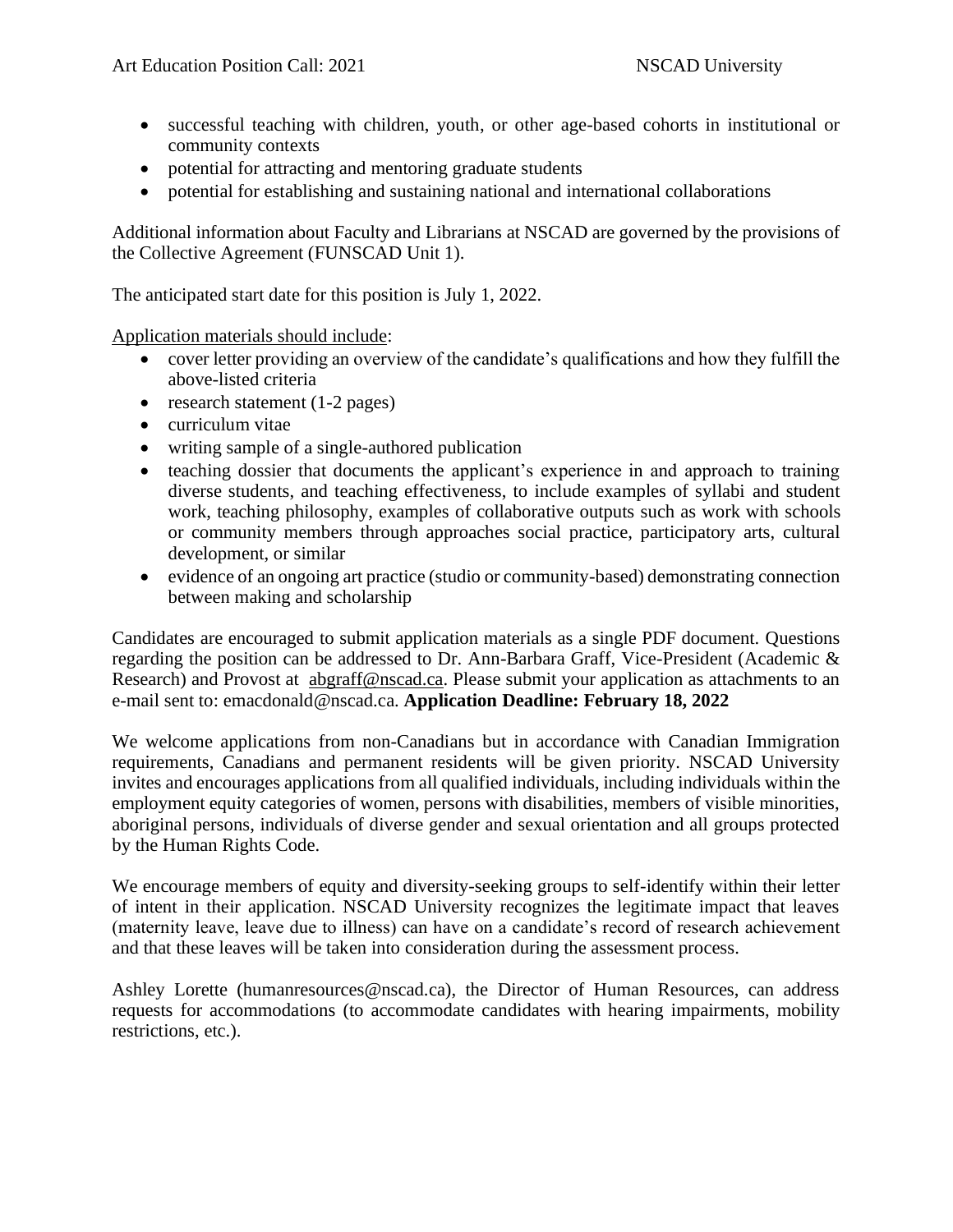- successful teaching with children, youth, or other age-based cohorts in institutional or community contexts
- potential for attracting and mentoring graduate students
- potential for establishing and sustaining national and international collaborations

Additional information about Faculty and Librarians at NSCAD are governed by the provisions of the Collective Agreement (FUNSCAD Unit 1).

The anticipated start date for this position is July 1, 2022.

Application materials should include:

- cover letter providing an overview of the candidate's qualifications and how they fulfill the above-listed criteria
- research statement (1-2 pages)
- curriculum vitae
- writing sample of a single-authored publication
- teaching dossier that documents the applicant's experience in and approach to training diverse students, and teaching effectiveness, to include examples of syllabi and student work, teaching philosophy, examples of collaborative outputs such as work with schools or community members through approaches social practice, participatory arts, cultural development, or similar
- evidence of an ongoing art practice (studio or community-based) demonstrating connection between making and scholarship

Candidates are encouraged to submit application materials as a single PDF document. Questions regarding the position can be addressed to Dr. Ann-Barbara Graff, Vice-President (Academic & Research) and Provost at abgraff@nscad.ca. Please submit your application as attachments to an e-mail sent to: emacdonald@nscad.ca. **Application Deadline: February 18, 2022**

We welcome applications from non-Canadians but in accordance with Canadian Immigration requirements, Canadians and permanent residents will be given priority. NSCAD University invites and encourages applications from all qualified individuals, including individuals within the employment equity categories of women, persons with disabilities, members of visible minorities, aboriginal persons, individuals of diverse gender and sexual orientation and all groups protected by the Human Rights Code.

We encourage members of equity and diversity-seeking groups to self-identify within their letter of intent in their application. NSCAD University recognizes the legitimate impact that leaves (maternity leave, leave due to illness) can have on a candidate's record of research achievement and that these leaves will be taken into consideration during the assessment process.

Ashley Lorette (humanresources@nscad.ca), the Director of Human Resources, can address requests for accommodations (to accommodate candidates with hearing impairments, mobility restrictions, etc.).